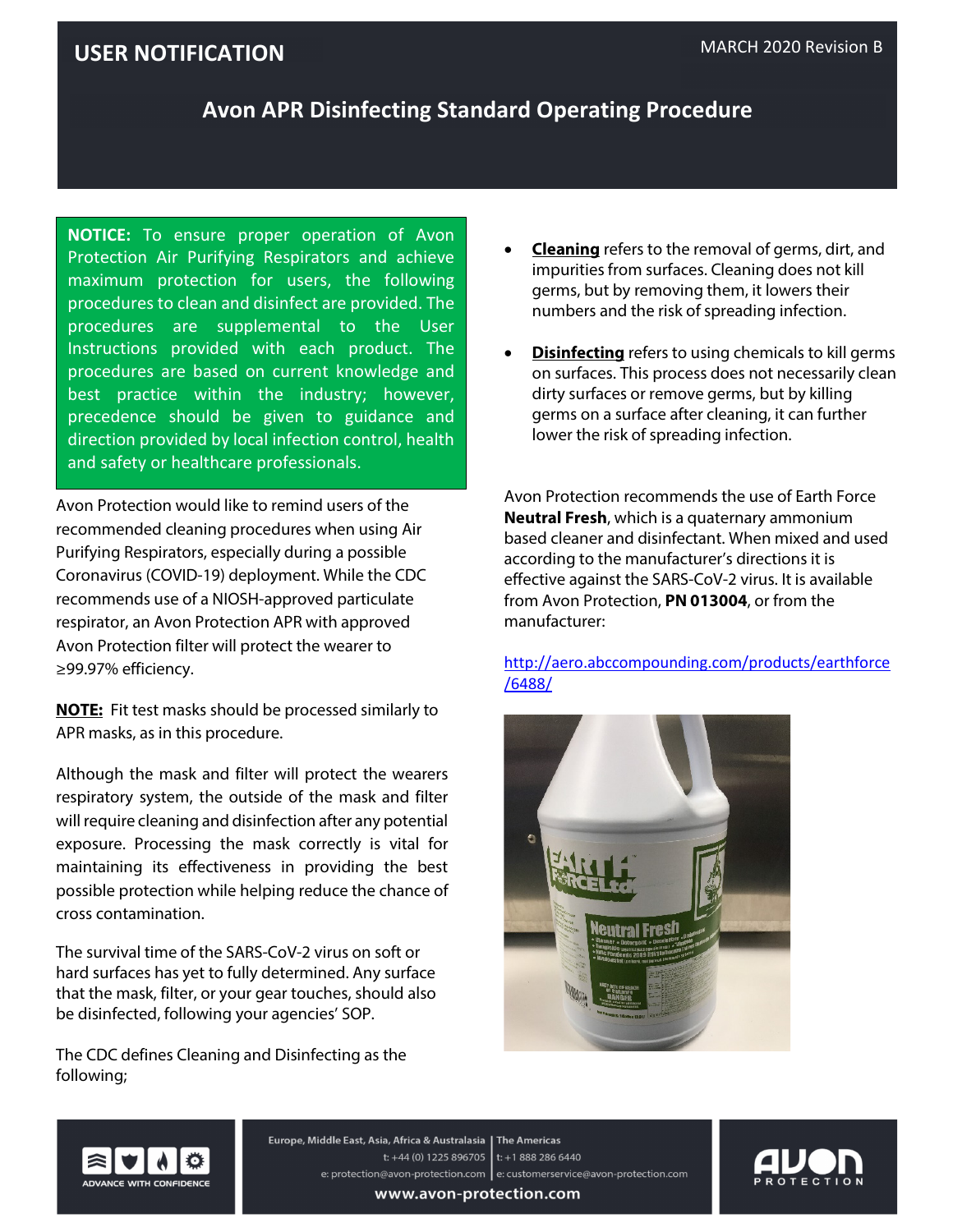**USER NOTIFICATION**

MARCH 2020 Revision B

# Avon APR Disinfecting Standard Operating Procedure

**NOTICE:** To ensure proper operation of Avon Protection Air Purifying Respirators and achieve maximum protection for users, the following procedures to clean and disinfect are provided. The procedures are supplemental to the User Instructions provided with each product. The procedures are based on current knowledge and best practice within the industry; however, precedence should be given to guidance and direction provided by local infection control, health and safety or healthcare professionals.

Avon Protection would like to remind users of the recommended cleaning procedures when using Air Purifying Respirators, especially during a possible Coronavirus (COVID-19) deployment. While the CDC recommends use of a NIOSH-approved particulate respirator, an Avon Protection APR with approved Avon Protection filter will protect the wearer to ≥99.97% efficiency.

**NOTE:** Fit test masks should be processed similarly to APR masks, as in this procedure.

Although the mask and filter will protect the wearers respiratory system, the outside of the mask and filter will require cleaning and disinfection after any potential exposure. Processing the mask correctly is vital for maintaining its effectiveness in providing the best possible protection while helping reduce the chance of cross contamination.

The survival time of the SARS-CoV-2 virus on soft or hard surfaces has yet to fully determined. Any surface that the mask, filter, or your gear touches, should also be disinfected, following your agencies' SOP.

The CDC defines Cleaning and Disinfecting as the following;

- **Cleaning** refers to the removal of germs, dirt, and impurities from surfaces. Cleaning does not kill germs, but by removing them, it lowers their numbers and the risk of spreading infection.
- **Disinfecting** refers to using chemicals to kill germs on surfaces. This process does not necessarily clean dirty surfaces or remove germs, but by killing germs on a surface after cleaning, it can further lower the risk of spreading infection.

Avon Protection recommends the use of Earth Force **Neutral Fresh**, which is a quaternary ammonium based cleaner and disinfectant. When mixed and used according to the manufacturer's directions it is effective against the SARS-CoV-2 virus. It is available from Avon Protection, **PN 013004**, or from the manufacturer:

http://aero.abccompounding.com/products/earthforce/6488/

Europe, Middle East, Asia, Africa & Australasia
t: +44 (0) 1225 896705
e: protection@avon-protection.com

The Americas
t: +1 888 286 6440
e: customerservice@avon-protection.com

www.avon-protection.com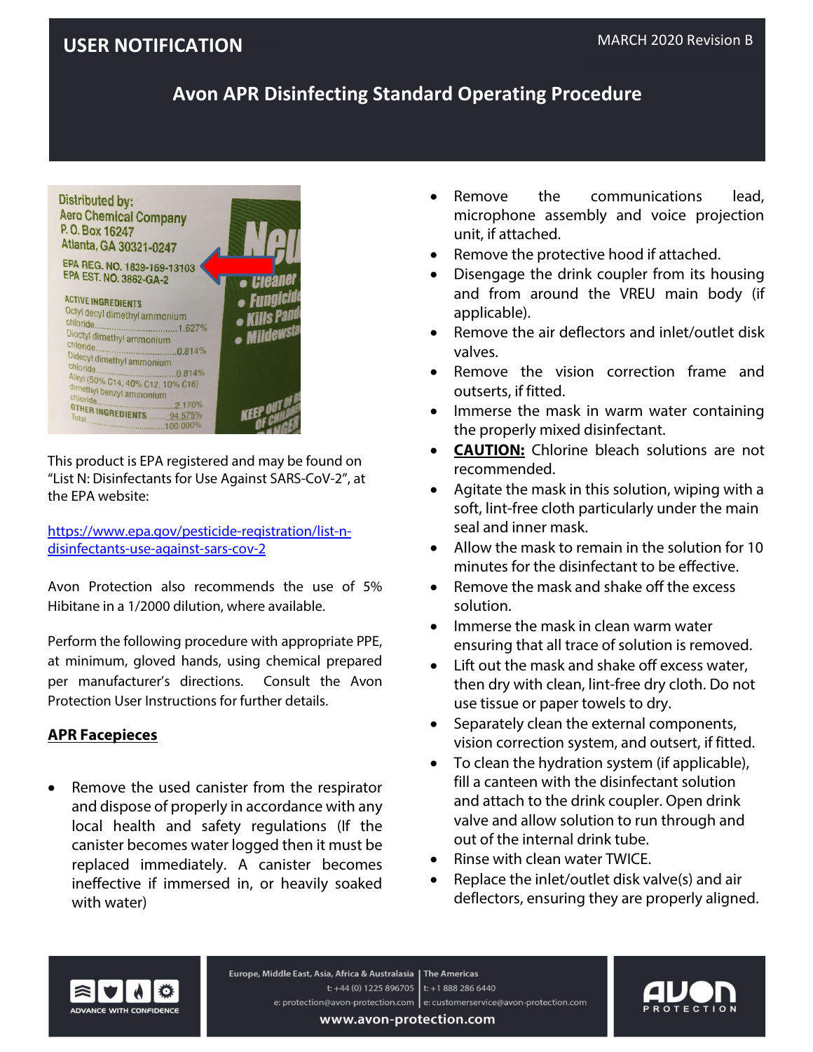# USER NOTIFICATION

MARCH 2020 Revision B

## Avon APR Disinfecting Standard Operating Procedure

Distributed by:
Aero Chemical Company
P.O. Box 16247
Atlanta, GA 30321-0247

EPA REG. NO. 1839-169-13103
EPA EST. NO. 3862-GA-2

ACTIVE INGREDIENTS
Octyl decyl dimethyl ammonium chloride....1.627%
Dioctyl dimethyl ammonium chloride....0.814%
Didecyl dimethyl ammonium chloride....0.814%
Alkyl (50% C14, 40% C12, 10% C16) dimethyl benzyl ammonium chloride....2.170%
OTHER INGREDIENTS....94.575%
Total....100.000%

This product is EPA registered and may be found on "List N: Disinfectants for Use Against SARS-CoV-2", at the EPA website:

https://www.epa.gov/pesticide-registration/list-n-disinfectants-use-against-sars-cov-2

Avon Protection also recommends the use of 5% Hibitane in a 1/2000 dilution, where available.

Perform the following procedure with appropriate PPE, at minimum, gloved hands, using chemical prepared per manufacturer's directions. Consult the Avon Protection User Instructions for further details.

### APR Facepieces

- Remove the used canister from the respirator and dispose of properly in accordance with any local health and safety regulations (If the canister becomes water logged then it must be replaced immediately. A canister becomes ineffective if immersed in, or heavily soaked with water)
- Remove the communications lead, microphone assembly and voice projection unit, if attached.
- Remove the protective hood if attached.
- Disengage the drink coupler from its housing and from around the VREU main body (if applicable).
- Remove the air deflectors and inlet/outlet disk valves.
- Remove the vision correction frame and outserts, if fitted.
- Immerse the mask in warm water containing the properly mixed disinfectant.
- **CAUTION:** Chlorine bleach solutions are not recommended.
- Agitate the mask in this solution, wiping with a soft, lint-free cloth particularly under the main seal and inner mask.
- Allow the mask to remain in the solution for 10 minutes for the disinfectant to be effective.
- Remove the mask and shake off the excess solution.
- Immerse the mask in clean warm water ensuring that all trace of solution is removed.
- Lift out the mask and shake off excess water, then dry with clean, lint-free dry cloth. Do not use tissue or paper towels to dry.
- Separately clean the external components, vision correction system, and outsert, if fitted.
- To clean the hydration system (if applicable), fill a canteen with the disinfectant solution and attach to the drink coupler. Open drink valve and allow solution to run through and out of the internal drink tube.
- Rinse with clean water TWICE.
- Replace the inlet/outlet disk valve(s) and air deflectors, ensuring they are properly aligned.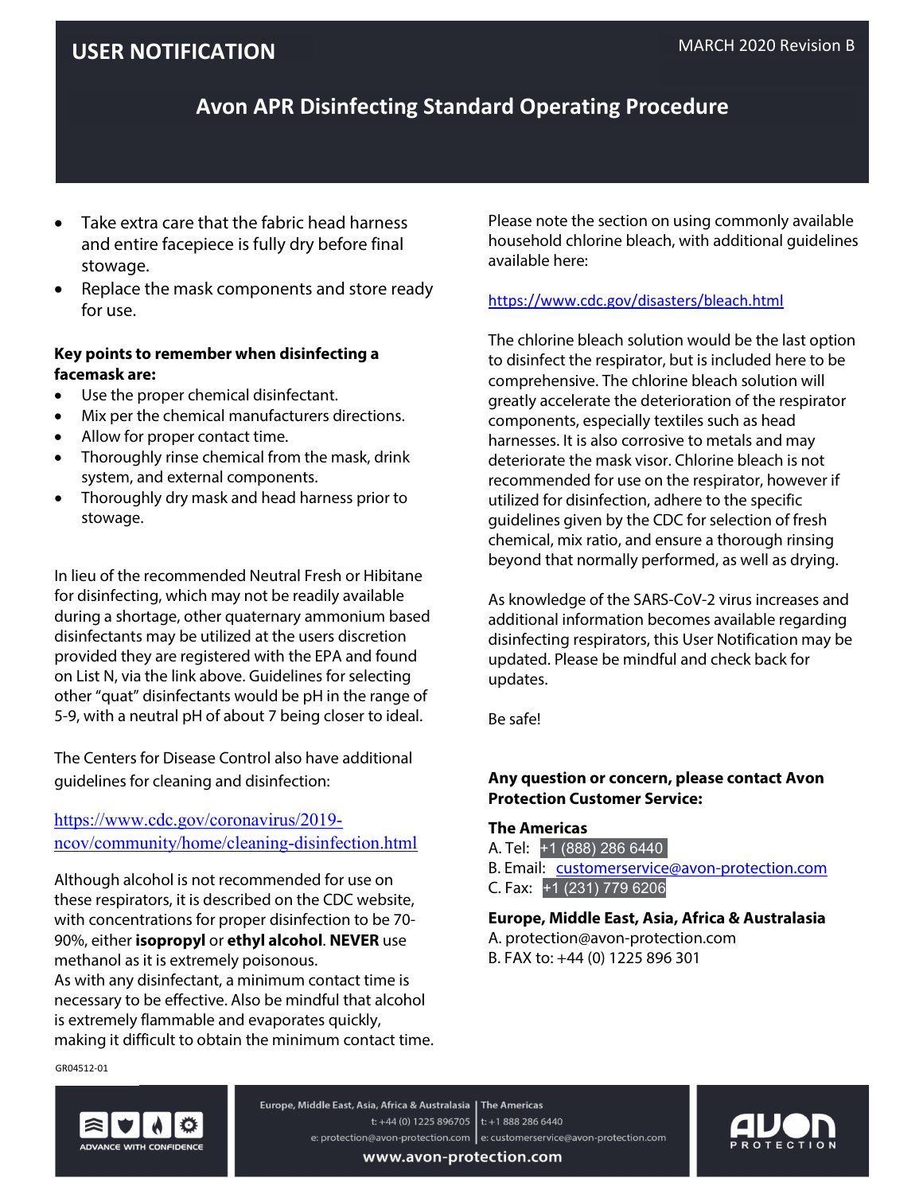- Take extra care that the fabric head harness and entire facepiece is fully dry before final stowage.
- Replace the mask components and store ready for use.

**Key points to remember when disinfecting a facemask are:**

- Use the proper chemical disinfectant.
- Mix per the chemical manufacturers directions.
- Allow for proper contact time.
- Thoroughly rinse chemical from the mask, drink system, and external components.
- Thoroughly dry mask and head harness prior to stowage.

In lieu of the recommended Neutral Fresh or Hibitane for disinfecting, which may not be readily available during a shortage, other quaternary ammonium based disinfectants may be utilized at the users discretion provided they are registered with the EPA and found on List N, via the link above. Guidelines for selecting other "quat" disinfectants would be pH in the range of 5-9, with a neutral pH of about 7 being closer to ideal.

The Centers for Disease Control also have additional guidelines for cleaning and disinfection:

https://www.cdc.gov/coronavirus/2019-ncov/community/home/cleaning-disinfection.html

Although alcohol is not recommended for use on these respirators, it is described on the CDC website, with concentrations for proper disinfection to be 70-90%, either **isopropyl** or **ethyl alcohol**. **NEVER** use methanol as it is extremely poisonous.
As with any disinfectant, a minimum contact time is necessary to be effective. Also be mindful that alcohol is extremely flammable and evaporates quickly, making it difficult to obtain the minimum contact time.

Please note the section on using commonly available household chlorine bleach, with additional guidelines available here:

https://www.cdc.gov/disasters/bleach.html

The chlorine bleach solution would be the last option to disinfect the respirator, but is included here to be comprehensive. The chlorine bleach solution will greatly accelerate the deterioration of the respirator components, especially textiles such as head harnesses. It is also corrosive to metals and may deteriorate the mask visor. Chlorine bleach is not recommended for use on the respirator, however if utilized for disinfection, adhere to the specific guidelines given by the CDC for selection of fresh chemical, mix ratio, and ensure a thorough rinsing beyond that normally performed, as well as drying.

As knowledge of the SARS-CoV-2 virus increases and additional information becomes available regarding disinfecting respirators, this User Notification may be updated. Please be mindful and check back for updates.

Be safe!

**Any question or concern, please contact Avon Protection Customer Service:**

**The Americas**

A. Tel: +1 (888) 286 6440
B. Email: customerservice@avon-protection.com
C. Fax: +1 (231) 779 6206

**Europe, Middle East, Asia, Africa & Australasia**

A. protection@avon-protection.com
B. FAX to: +44 (0) 1225 896 301

GR04512-01